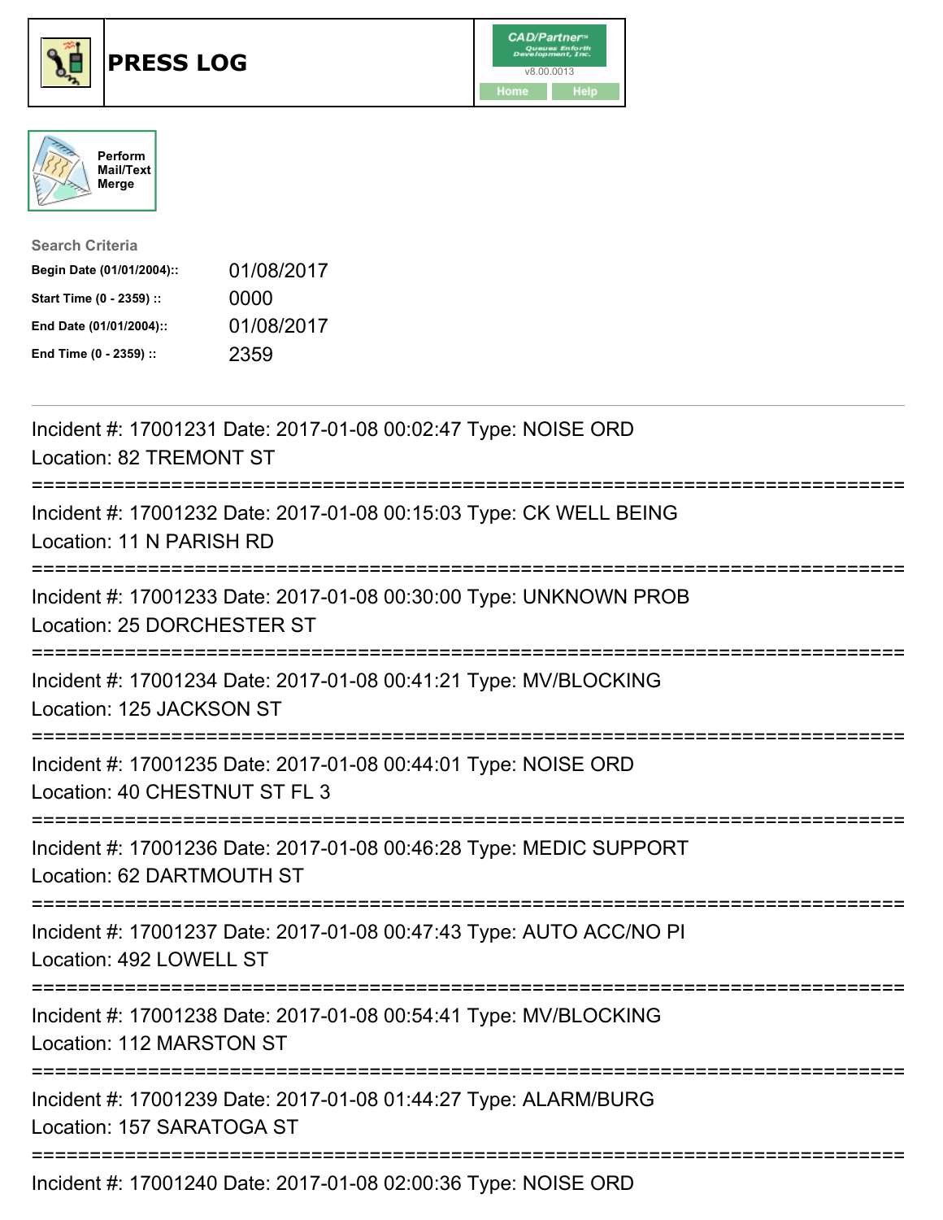# PRESS LOG

CAD/Partner™ Queues Enforth Development, Inc. v8.00.0013

Home Help

Perform Mail/Text Merge

**Search Criteria**

| | |
|---|---|
| **Begin Date (01/01/2004)::** | 01/08/2017 |
| **Start Time (0 - 2359) ::** | 0000 |
| **End Date (01/01/2004)::** | 01/08/2017 |
| **End Time (0 - 2359) ::** | 2359 |

---

Incident #: 17001231 Date: 2017-01-08 00:02:47 Type: NOISE ORD
Location: 82 TREMONT ST

===========================================================================

Incident #: 17001232 Date: 2017-01-08 00:15:03 Type: CK WELL BEING
Location: 11 N PARISH RD

===========================================================================

Incident #: 17001233 Date: 2017-01-08 00:30:00 Type: UNKNOWN PROB
Location: 25 DORCHESTER ST

===========================================================================

Incident #: 17001234 Date: 2017-01-08 00:41:21 Type: MV/BLOCKING
Location: 125 JACKSON ST

===========================================================================

Incident #: 17001235 Date: 2017-01-08 00:44:01 Type: NOISE ORD
Location: 40 CHESTNUT ST FL 3

===========================================================================

Incident #: 17001236 Date: 2017-01-08 00:46:28 Type: MEDIC SUPPORT
Location: 62 DARTMOUTH ST

===========================================================================

Incident #: 17001237 Date: 2017-01-08 00:47:43 Type: AUTO ACC/NO PI
Location: 492 LOWELL ST

===========================================================================

Incident #: 17001238 Date: 2017-01-08 00:54:41 Type: MV/BLOCKING
Location: 112 MARSTON ST

===========================================================================

Incident #: 17001239 Date: 2017-01-08 01:44:27 Type: ALARM/BURG
Location: 157 SARATOGA ST

===========================================================================

Incident #: 17001240 Date: 2017-01-08 02:00:36 Type: NOISE ORD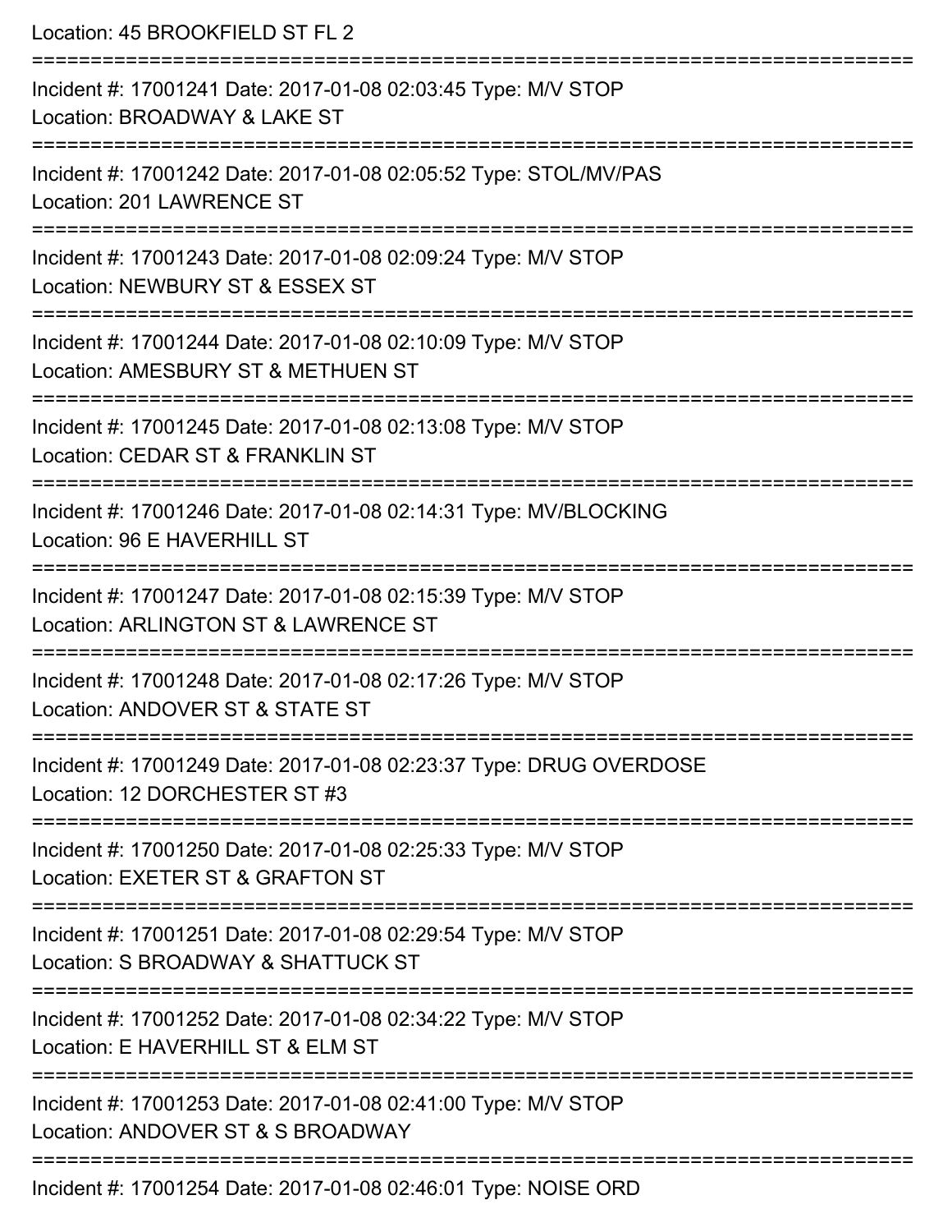Location: 45 BROOKFIELD ST FL 2

===========================================================================

Incident #: 17001241 Date: 2017-01-08 02:03:45 Type: M/V STOP
Location: BROADWAY & LAKE ST

===========================================================================

Incident #: 17001242 Date: 2017-01-08 02:05:52 Type: STOL/MV/PAS
Location: 201 LAWRENCE ST

===========================================================================

Incident #: 17001243 Date: 2017-01-08 02:09:24 Type: M/V STOP
Location: NEWBURY ST & ESSEX ST

===========================================================================

Incident #: 17001244 Date: 2017-01-08 02:10:09 Type: M/V STOP
Location: AMESBURY ST & METHUEN ST

===========================================================================

Incident #: 17001245 Date: 2017-01-08 02:13:08 Type: M/V STOP
Location: CEDAR ST & FRANKLIN ST

===========================================================================

Incident #: 17001246 Date: 2017-01-08 02:14:31 Type: MV/BLOCKING
Location: 96 E HAVERHILL ST

===========================================================================

Incident #: 17001247 Date: 2017-01-08 02:15:39 Type: M/V STOP
Location: ARLINGTON ST & LAWRENCE ST

===========================================================================

Incident #: 17001248 Date: 2017-01-08 02:17:26 Type: M/V STOP
Location: ANDOVER ST & STATE ST

===========================================================================

Incident #: 17001249 Date: 2017-01-08 02:23:37 Type: DRUG OVERDOSE
Location: 12 DORCHESTER ST #3

===========================================================================

Incident #: 17001250 Date: 2017-01-08 02:25:33 Type: M/V STOP
Location: EXETER ST & GRAFTON ST

===========================================================================

Incident #: 17001251 Date: 2017-01-08 02:29:54 Type: M/V STOP
Location: S BROADWAY & SHATTUCK ST

===========================================================================

Incident #: 17001252 Date: 2017-01-08 02:34:22 Type: M/V STOP
Location: E HAVERHILL ST & ELM ST

===========================================================================

Incident #: 17001253 Date: 2017-01-08 02:41:00 Type: M/V STOP
Location: ANDOVER ST & S BROADWAY

===========================================================================

Incident #: 17001254 Date: 2017-01-08 02:46:01 Type: NOISE ORD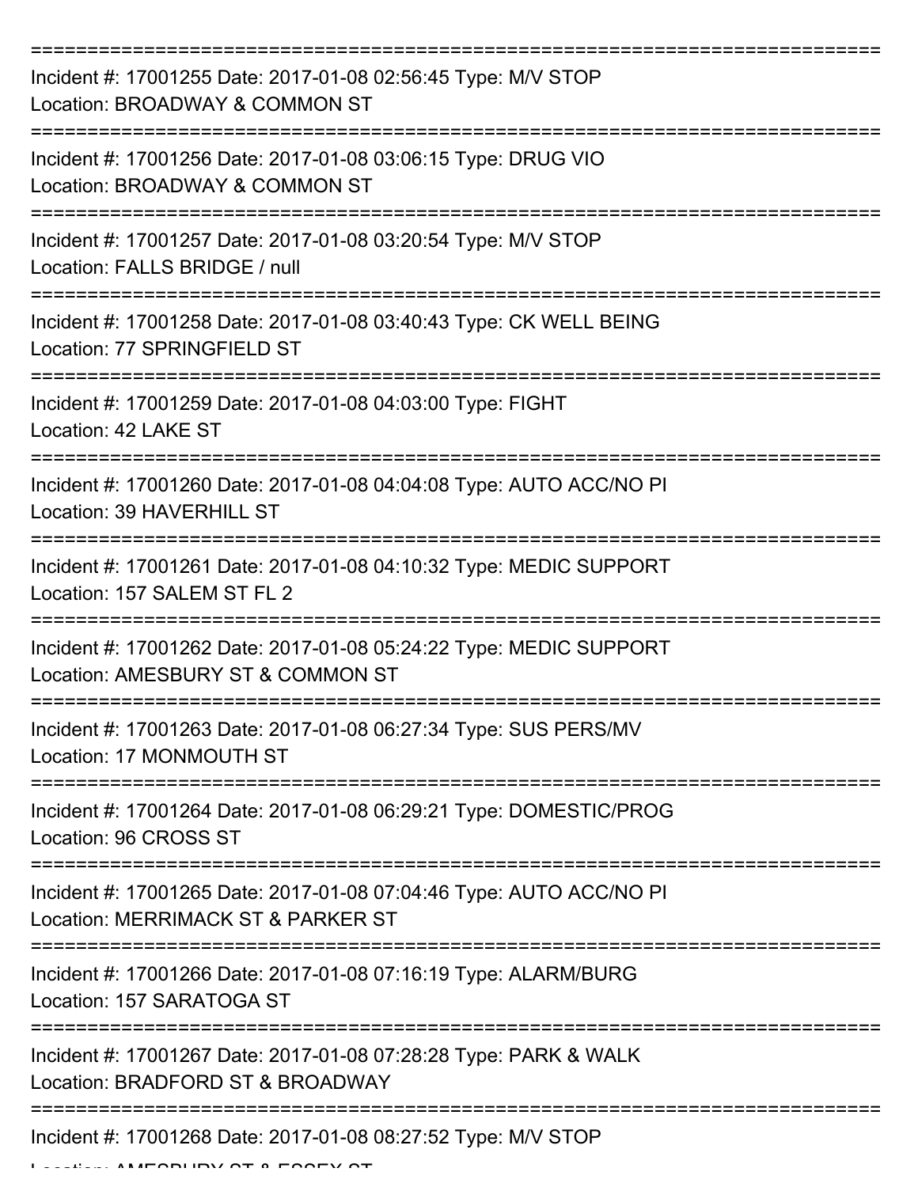Incident #: 17001255 Date: 2017-01-08 02:56:45 Type: M/V STOP
Location: BROADWAY & COMMON ST

Incident #: 17001256 Date: 2017-01-08 03:06:15 Type: DRUG VIO
Location: BROADWAY & COMMON ST

Incident #: 17001257 Date: 2017-01-08 03:20:54 Type: M/V STOP
Location: FALLS BRIDGE / null

Incident #: 17001258 Date: 2017-01-08 03:40:43 Type: CK WELL BEING
Location: 77 SPRINGFIELD ST

Incident #: 17001259 Date: 2017-01-08 04:03:00 Type: FIGHT
Location: 42 LAKE ST

Incident #: 17001260 Date: 2017-01-08 04:04:08 Type: AUTO ACC/NO PI
Location: 39 HAVERHILL ST

Incident #: 17001261 Date: 2017-01-08 04:10:32 Type: MEDIC SUPPORT
Location: 157 SALEM ST FL 2

Incident #: 17001262 Date: 2017-01-08 05:24:22 Type: MEDIC SUPPORT
Location: AMESBURY ST & COMMON ST

Incident #: 17001263 Date: 2017-01-08 06:27:34 Type: SUS PERS/MV
Location: 17 MONMOUTH ST

Incident #: 17001264 Date: 2017-01-08 06:29:21 Type: DOMESTIC/PROG
Location: 96 CROSS ST

Incident #: 17001265 Date: 2017-01-08 07:04:46 Type: AUTO ACC/NO PI
Location: MERRIMACK ST & PARKER ST

Incident #: 17001266 Date: 2017-01-08 07:16:19 Type: ALARM/BURG
Location: 157 SARATOGA ST

Incident #: 17001267 Date: 2017-01-08 07:28:28 Type: PARK & WALK
Location: BRADFORD ST & BROADWAY

Incident #: 17001268 Date: 2017-01-08 08:27:52 Type: M/V STOP
Location: AMESBURY ST & ESSEX ST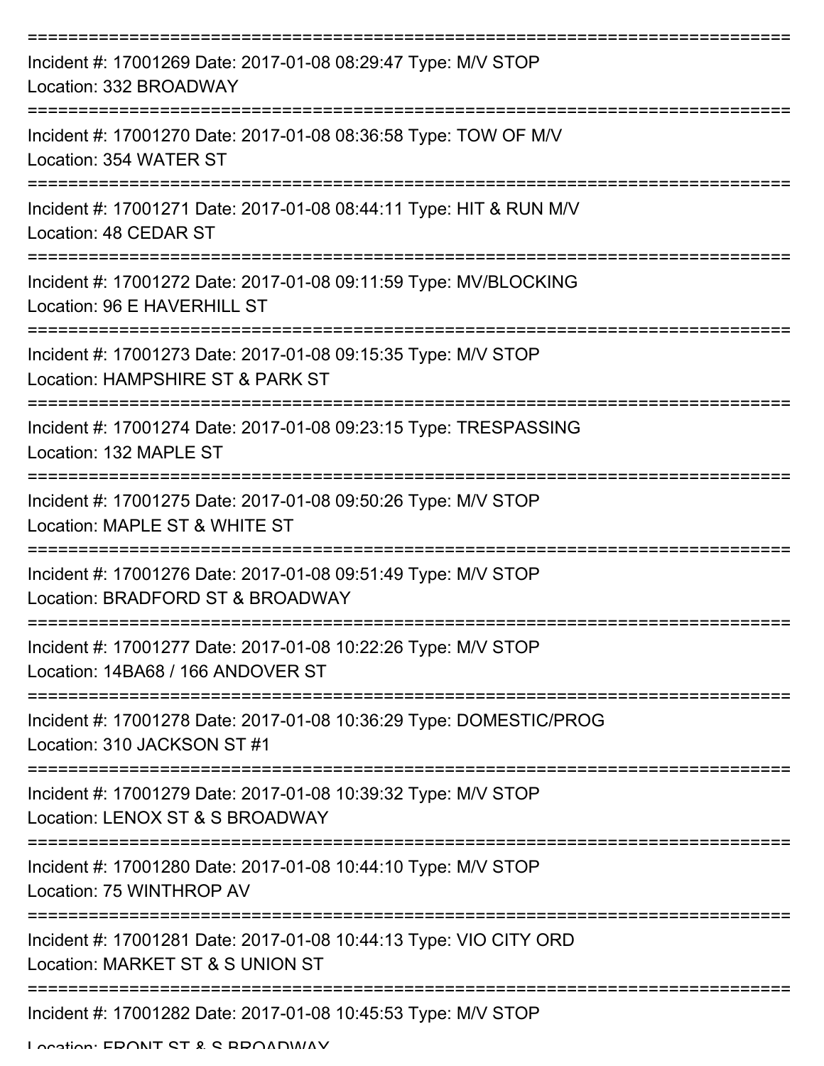Incident #: 17001269 Date: 2017-01-08 08:29:47 Type: M/V STOP
Location: 332 BROADWAY

Incident #: 17001270 Date: 2017-01-08 08:36:58 Type: TOW OF M/V
Location: 354 WATER ST

Incident #: 17001271 Date: 2017-01-08 08:44:11 Type: HIT & RUN M/V
Location: 48 CEDAR ST

Incident #: 17001272 Date: 2017-01-08 09:11:59 Type: MV/BLOCKING
Location: 96 E HAVERHILL ST

Incident #: 17001273 Date: 2017-01-08 09:15:35 Type: M/V STOP
Location: HAMPSHIRE ST & PARK ST

Incident #: 17001274 Date: 2017-01-08 09:23:15 Type: TRESPASSING
Location: 132 MAPLE ST

Incident #: 17001275 Date: 2017-01-08 09:50:26 Type: M/V STOP
Location: MAPLE ST & WHITE ST

Incident #: 17001276 Date: 2017-01-08 09:51:49 Type: M/V STOP
Location: BRADFORD ST & BROADWAY

Incident #: 17001277 Date: 2017-01-08 10:22:26 Type: M/V STOP
Location: 14BA68 / 166 ANDOVER ST

Incident #: 17001278 Date: 2017-01-08 10:36:29 Type: DOMESTIC/PROG
Location: 310 JACKSON ST #1

Incident #: 17001279 Date: 2017-01-08 10:39:32 Type: M/V STOP
Location: LENOX ST & S BROADWAY

Incident #: 17001280 Date: 2017-01-08 10:44:10 Type: M/V STOP
Location: 75 WINTHROP AV

Incident #: 17001281 Date: 2017-01-08 10:44:13 Type: VIO CITY ORD
Location: MARKET ST & S UNION ST

Incident #: 17001282 Date: 2017-01-08 10:45:53 Type: M/V STOP
Location: FRONT ST & S BROADWAY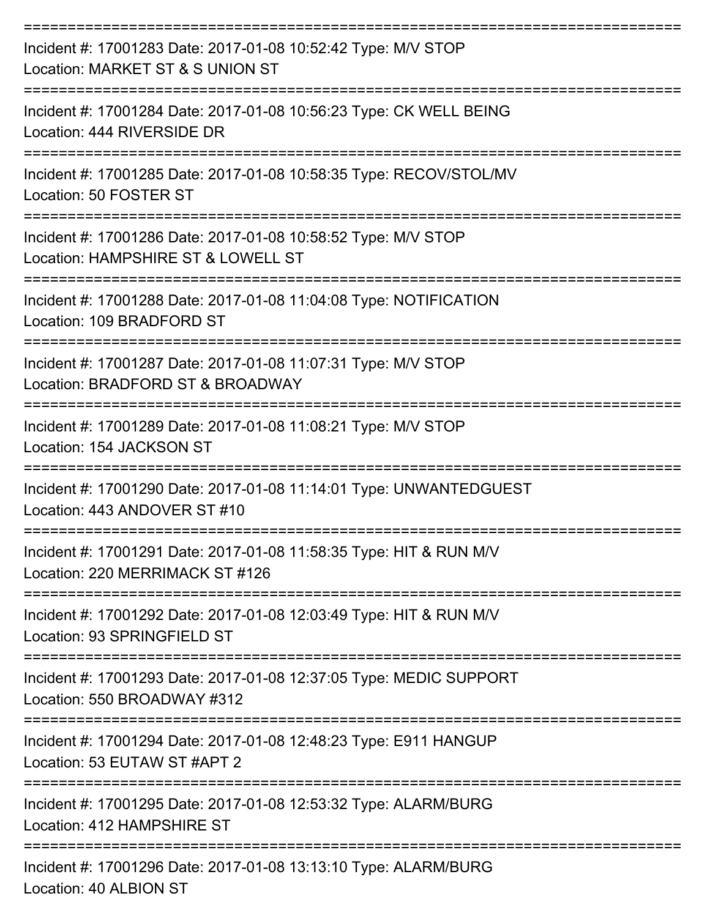===========================================================================

Incident #: 17001283 Date: 2017-01-08 10:52:42 Type: M/V STOP
Location: MARKET ST & S UNION ST

===========================================================================

Incident #: 17001284 Date: 2017-01-08 10:56:23 Type: CK WELL BEING
Location: 444 RIVERSIDE DR

===========================================================================

Incident #: 17001285 Date: 2017-01-08 10:58:35 Type: RECOV/STOL/MV
Location: 50 FOSTER ST

===========================================================================

Incident #: 17001286 Date: 2017-01-08 10:58:52 Type: M/V STOP
Location: HAMPSHIRE ST & LOWELL ST

===========================================================================

Incident #: 17001288 Date: 2017-01-08 11:04:08 Type: NOTIFICATION
Location: 109 BRADFORD ST

===========================================================================

Incident #: 17001287 Date: 2017-01-08 11:07:31 Type: M/V STOP
Location: BRADFORD ST & BROADWAY

===========================================================================

Incident #: 17001289 Date: 2017-01-08 11:08:21 Type: M/V STOP
Location: 154 JACKSON ST

===========================================================================

Incident #: 17001290 Date: 2017-01-08 11:14:01 Type: UNWANTEDGUEST
Location: 443 ANDOVER ST #10

===========================================================================

Incident #: 17001291 Date: 2017-01-08 11:58:35 Type: HIT & RUN M/V
Location: 220 MERRIMACK ST #126

===========================================================================

Incident #: 17001292 Date: 2017-01-08 12:03:49 Type: HIT & RUN M/V
Location: 93 SPRINGFIELD ST

===========================================================================

Incident #: 17001293 Date: 2017-01-08 12:37:05 Type: MEDIC SUPPORT
Location: 550 BROADWAY #312

===========================================================================

Incident #: 17001294 Date: 2017-01-08 12:48:23 Type: E911 HANGUP
Location: 53 EUTAW ST #APT 2

===========================================================================

Incident #: 17001295 Date: 2017-01-08 12:53:32 Type: ALARM/BURG
Location: 412 HAMPSHIRE ST

===========================================================================

Incident #: 17001296 Date: 2017-01-08 13:13:10 Type: ALARM/BURG
Location: 40 ALBION ST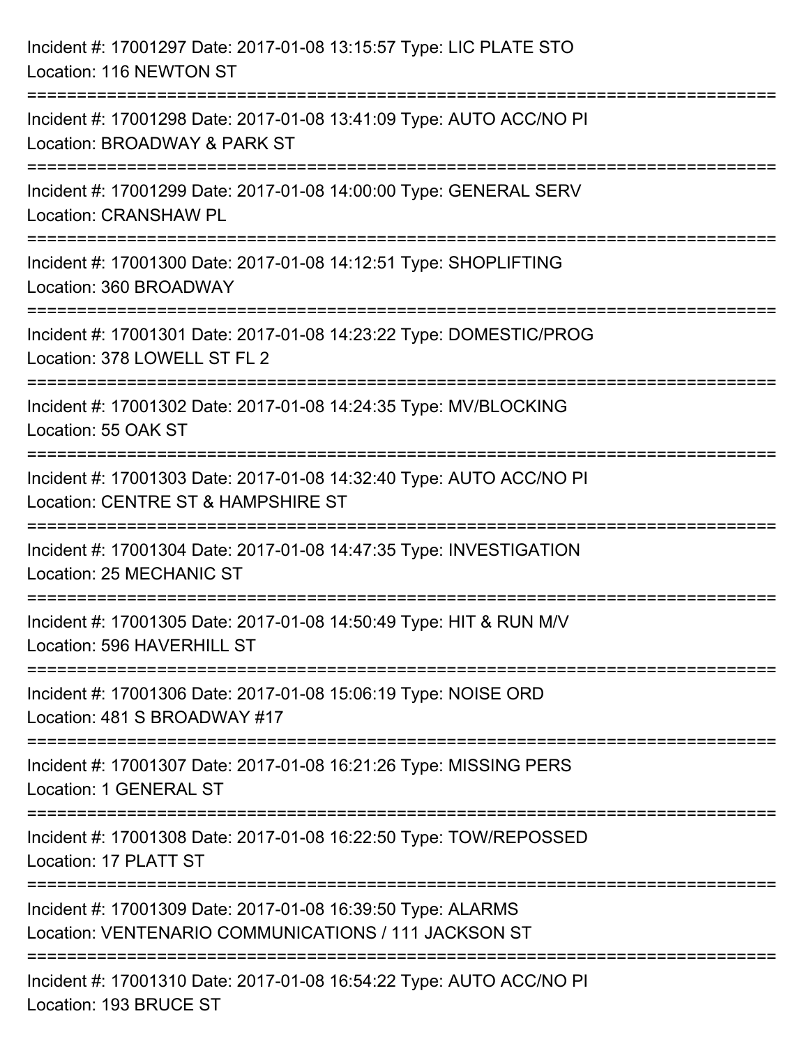Incident #: 17001297 Date: 2017-01-08 13:15:57 Type: LIC PLATE STO
Location: 116 NEWTON ST

===========================================================================

Incident #: 17001298 Date: 2017-01-08 13:41:09 Type: AUTO ACC/NO PI
Location: BROADWAY & PARK ST

===========================================================================

Incident #: 17001299 Date: 2017-01-08 14:00:00 Type: GENERAL SERV
Location: CRANSHAW PL

===========================================================================

Incident #: 17001300 Date: 2017-01-08 14:12:51 Type: SHOPLIFTING
Location: 360 BROADWAY

===========================================================================

Incident #: 17001301 Date: 2017-01-08 14:23:22 Type: DOMESTIC/PROG
Location: 378 LOWELL ST FL 2

===========================================================================

Incident #: 17001302 Date: 2017-01-08 14:24:35 Type: MV/BLOCKING
Location: 55 OAK ST

===========================================================================

Incident #: 17001303 Date: 2017-01-08 14:32:40 Type: AUTO ACC/NO PI
Location: CENTRE ST & HAMPSHIRE ST

===========================================================================

Incident #: 17001304 Date: 2017-01-08 14:47:35 Type: INVESTIGATION
Location: 25 MECHANIC ST

===========================================================================

Incident #: 17001305 Date: 2017-01-08 14:50:49 Type: HIT & RUN M/V
Location: 596 HAVERHILL ST

===========================================================================

Incident #: 17001306 Date: 2017-01-08 15:06:19 Type: NOISE ORD
Location: 481 S BROADWAY #17

===========================================================================

Incident #: 17001307 Date: 2017-01-08 16:21:26 Type: MISSING PERS
Location: 1 GENERAL ST

===========================================================================

Incident #: 17001308 Date: 2017-01-08 16:22:50 Type: TOW/REPOSSED
Location: 17 PLATT ST

===========================================================================

Incident #: 17001309 Date: 2017-01-08 16:39:50 Type: ALARMS
Location: VENTENARIO COMMUNICATIONS / 111 JACKSON ST

===========================================================================

Incident #: 17001310 Date: 2017-01-08 16:54:22 Type: AUTO ACC/NO PI
Location: 193 BRUCE ST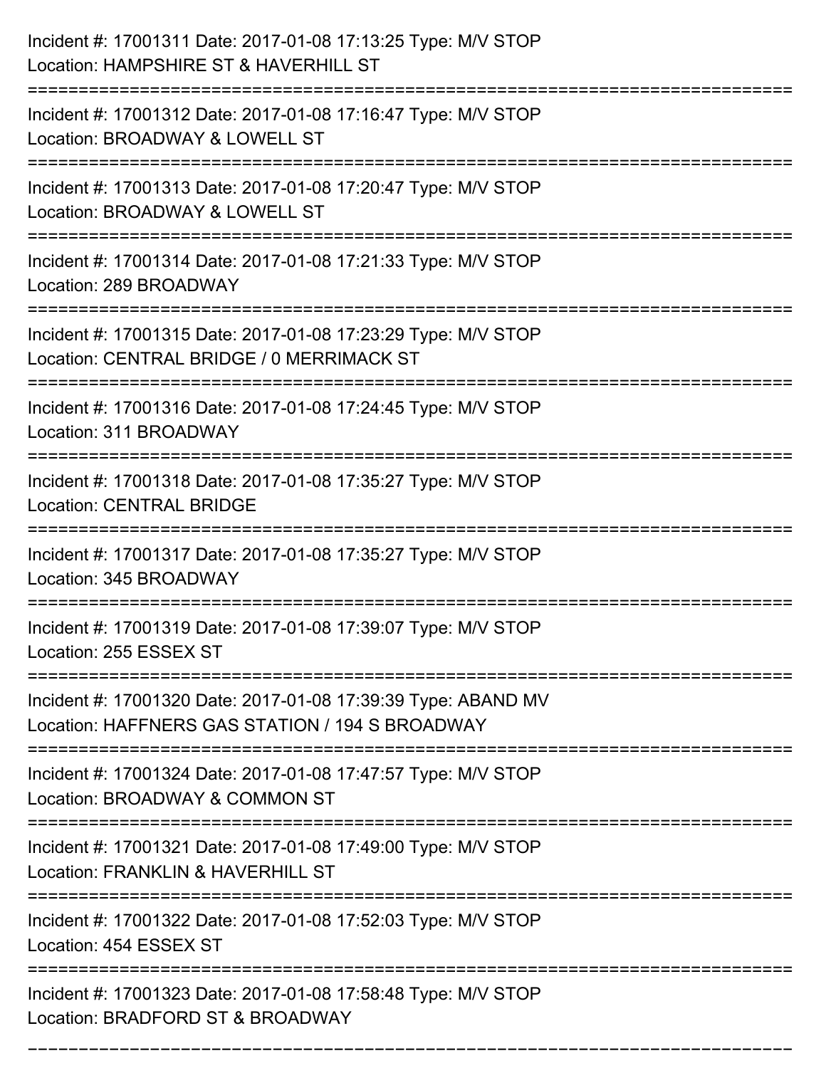Incident #: 17001311 Date: 2017-01-08 17:13:25 Type: M/V STOP
Location: HAMPSHIRE ST & HAVERHILL ST

===========================================================================

Incident #: 17001312 Date: 2017-01-08 17:16:47 Type: M/V STOP
Location: BROADWAY & LOWELL ST

===========================================================================

Incident #: 17001313 Date: 2017-01-08 17:20:47 Type: M/V STOP
Location: BROADWAY & LOWELL ST

===========================================================================

Incident #: 17001314 Date: 2017-01-08 17:21:33 Type: M/V STOP
Location: 289 BROADWAY

===========================================================================

Incident #: 17001315 Date: 2017-01-08 17:23:29 Type: M/V STOP
Location: CENTRAL BRIDGE / 0 MERRIMACK ST

===========================================================================

Incident #: 17001316 Date: 2017-01-08 17:24:45 Type: M/V STOP
Location: 311 BROADWAY

===========================================================================

Incident #: 17001318 Date: 2017-01-08 17:35:27 Type: M/V STOP
Location: CENTRAL BRIDGE

===========================================================================

Incident #: 17001317 Date: 2017-01-08 17:35:27 Type: M/V STOP
Location: 345 BROADWAY

===========================================================================

Incident #: 17001319 Date: 2017-01-08 17:39:07 Type: M/V STOP
Location: 255 ESSEX ST

===========================================================================

Incident #: 17001320 Date: 2017-01-08 17:39:39 Type: ABAND MV
Location: HAFFNERS GAS STATION / 194 S BROADWAY

===========================================================================

Incident #: 17001324 Date: 2017-01-08 17:47:57 Type: M/V STOP
Location: BROADWAY & COMMON ST

===========================================================================

Incident #: 17001321 Date: 2017-01-08 17:49:00 Type: M/V STOP
Location: FRANKLIN & HAVERHILL ST

===========================================================================

Incident #: 17001322 Date: 2017-01-08 17:52:03 Type: M/V STOP
Location: 454 ESSEX ST

===========================================================================

Incident #: 17001323 Date: 2017-01-08 17:58:48 Type: M/V STOP
Location: BRADFORD ST & BROADWAY

===========================================================================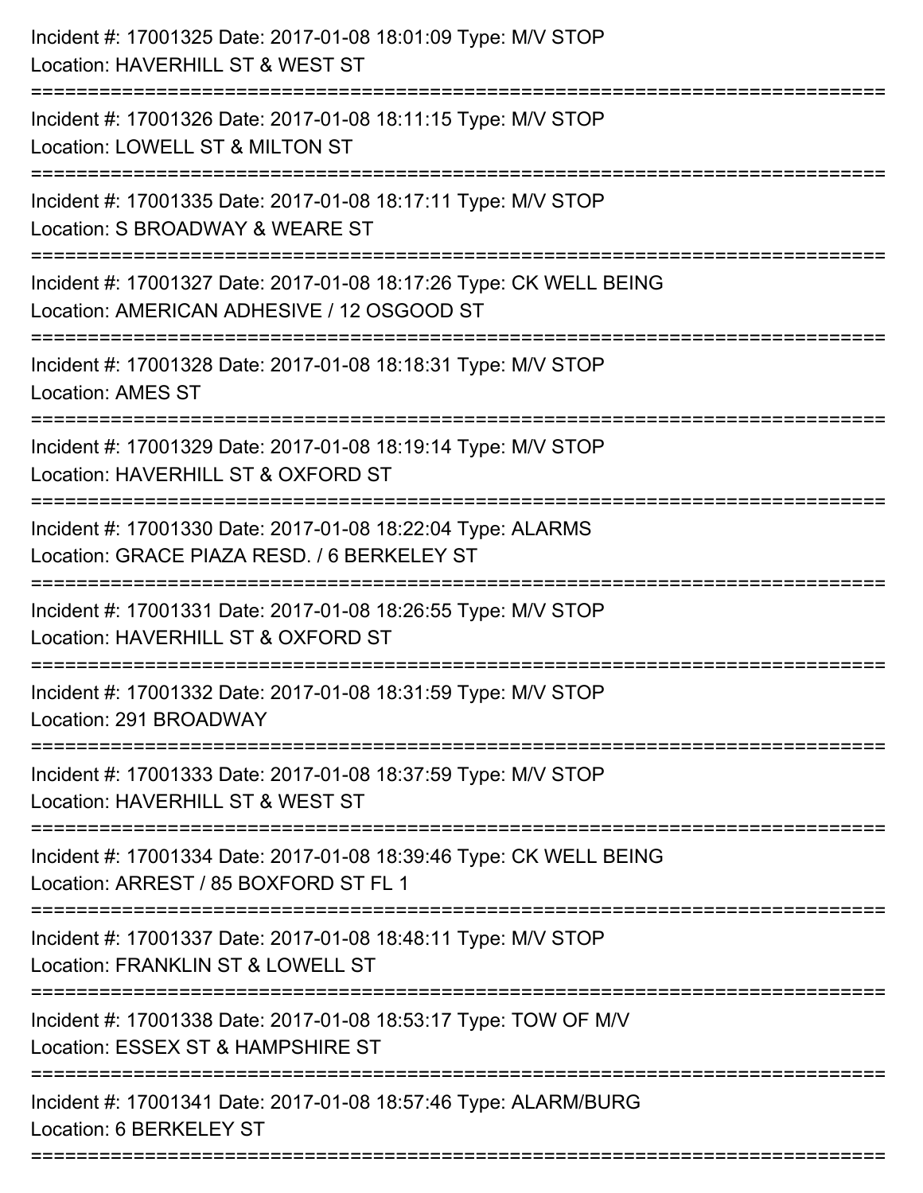Incident #: 17001325 Date: 2017-01-08 18:01:09 Type: M/V STOP
Location: HAVERHILL ST & WEST ST

===========================================================================

Incident #: 17001326 Date: 2017-01-08 18:11:15 Type: M/V STOP
Location: LOWELL ST & MILTON ST

===========================================================================

Incident #: 17001335 Date: 2017-01-08 18:17:11 Type: M/V STOP
Location: S BROADWAY & WEARE ST

===========================================================================

Incident #: 17001327 Date: 2017-01-08 18:17:26 Type: CK WELL BEING
Location: AMERICAN ADHESIVE / 12 OSGOOD ST

===========================================================================

Incident #: 17001328 Date: 2017-01-08 18:18:31 Type: M/V STOP
Location: AMES ST

===========================================================================

Incident #: 17001329 Date: 2017-01-08 18:19:14 Type: M/V STOP
Location: HAVERHILL ST & OXFORD ST

===========================================================================

Incident #: 17001330 Date: 2017-01-08 18:22:04 Type: ALARMS
Location: GRACE PIAZA RESD. / 6 BERKELEY ST

===========================================================================

Incident #: 17001331 Date: 2017-01-08 18:26:55 Type: M/V STOP
Location: HAVERHILL ST & OXFORD ST

===========================================================================

Incident #: 17001332 Date: 2017-01-08 18:31:59 Type: M/V STOP
Location: 291 BROADWAY

===========================================================================

Incident #: 17001333 Date: 2017-01-08 18:37:59 Type: M/V STOP
Location: HAVERHILL ST & WEST ST

===========================================================================

Incident #: 17001334 Date: 2017-01-08 18:39:46 Type: CK WELL BEING
Location: ARREST / 85 BOXFORD ST FL 1

===========================================================================

Incident #: 17001337 Date: 2017-01-08 18:48:11 Type: M/V STOP
Location: FRANKLIN ST & LOWELL ST

===========================================================================

Incident #: 17001338 Date: 2017-01-08 18:53:17 Type: TOW OF M/V
Location: ESSEX ST & HAMPSHIRE ST

===========================================================================

Incident #: 17001341 Date: 2017-01-08 18:57:46 Type: ALARM/BURG
Location: 6 BERKELEY ST

===========================================================================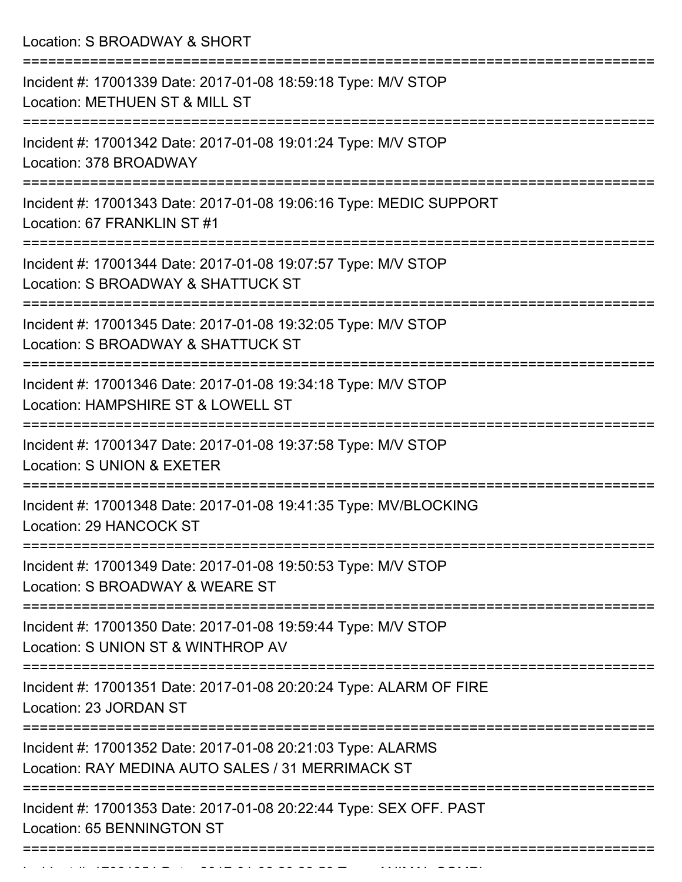Location: S BROADWAY & SHORT

===========================================================================

Incident #: 17001339 Date: 2017-01-08 18:59:18 Type: M/V STOP
Location: METHUEN ST & MILL ST

===========================================================================

Incident #: 17001342 Date: 2017-01-08 19:01:24 Type: M/V STOP
Location: 378 BROADWAY

===========================================================================

Incident #: 17001343 Date: 2017-01-08 19:06:16 Type: MEDIC SUPPORT
Location: 67 FRANKLIN ST #1

===========================================================================

Incident #: 17001344 Date: 2017-01-08 19:07:57 Type: M/V STOP
Location: S BROADWAY & SHATTUCK ST

===========================================================================

Incident #: 17001345 Date: 2017-01-08 19:32:05 Type: M/V STOP
Location: S BROADWAY & SHATTUCK ST

===========================================================================

Incident #: 17001346 Date: 2017-01-08 19:34:18 Type: M/V STOP
Location: HAMPSHIRE ST & LOWELL ST

===========================================================================

Incident #: 17001347 Date: 2017-01-08 19:37:58 Type: M/V STOP
Location: S UNION & EXETER

===========================================================================

Incident #: 17001348 Date: 2017-01-08 19:41:35 Type: MV/BLOCKING
Location: 29 HANCOCK ST

===========================================================================

Incident #: 17001349 Date: 2017-01-08 19:50:53 Type: M/V STOP
Location: S BROADWAY & WEARE ST

===========================================================================

Incident #: 17001350 Date: 2017-01-08 19:59:44 Type: M/V STOP
Location: S UNION ST & WINTHROP AV

===========================================================================

Incident #: 17001351 Date: 2017-01-08 20:20:24 Type: ALARM OF FIRE
Location: 23 JORDAN ST

===========================================================================

Incident #: 17001352 Date: 2017-01-08 20:21:03 Type: ALARMS
Location: RAY MEDINA AUTO SALES / 31 MERRIMACK ST

===========================================================================

Incident #: 17001353 Date: 2017-01-08 20:22:44 Type: SEX OFF. PAST
Location: 65 BENNINGTON ST

===========================================================================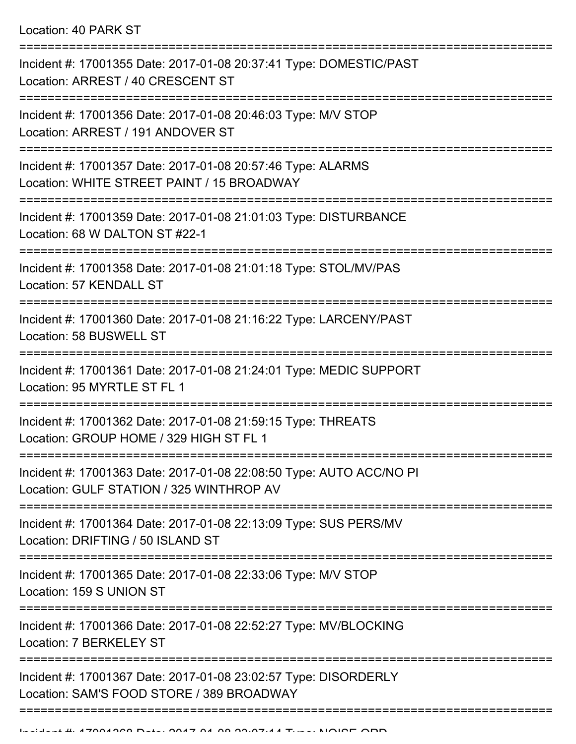Location: 40 PARK ST

===========================================================================

Incident #: 17001355 Date: 2017-01-08 20:37:41 Type: DOMESTIC/PAST
Location: ARREST / 40 CRESCENT ST

===========================================================================

Incident #: 17001356 Date: 2017-01-08 20:46:03 Type: M/V STOP
Location: ARREST / 191 ANDOVER ST

===========================================================================

Incident #: 17001357 Date: 2017-01-08 20:57:46 Type: ALARMS
Location: WHITE STREET PAINT / 15 BROADWAY

===========================================================================

Incident #: 17001359 Date: 2017-01-08 21:01:03 Type: DISTURBANCE
Location: 68 W DALTON ST #22-1

===========================================================================

Incident #: 17001358 Date: 2017-01-08 21:01:18 Type: STOL/MV/PAS
Location: 57 KENDALL ST

===========================================================================

Incident #: 17001360 Date: 2017-01-08 21:16:22 Type: LARCENY/PAST
Location: 58 BUSWELL ST

===========================================================================

Incident #: 17001361 Date: 2017-01-08 21:24:01 Type: MEDIC SUPPORT
Location: 95 MYRTLE ST FL 1

===========================================================================

Incident #: 17001362 Date: 2017-01-08 21:59:15 Type: THREATS
Location: GROUP HOME / 329 HIGH ST FL 1

===========================================================================

Incident #: 17001363 Date: 2017-01-08 22:08:50 Type: AUTO ACC/NO PI
Location: GULF STATION / 325 WINTHROP AV

===========================================================================

Incident #: 17001364 Date: 2017-01-08 22:13:09 Type: SUS PERS/MV
Location: DRIFTING / 50 ISLAND ST

===========================================================================

Incident #: 17001365 Date: 2017-01-08 22:33:06 Type: M/V STOP
Location: 159 S UNION ST

===========================================================================

Incident #: 17001366 Date: 2017-01-08 22:52:27 Type: MV/BLOCKING
Location: 7 BERKELEY ST

===========================================================================

Incident #: 17001367 Date: 2017-01-08 23:02:57 Type: DISORDERLY
Location: SAM'S FOOD STORE / 389 BROADWAY

===========================================================================

Incident #: 17001368 Date: 2017-01-08 23:07:14 Type: NOISE ORD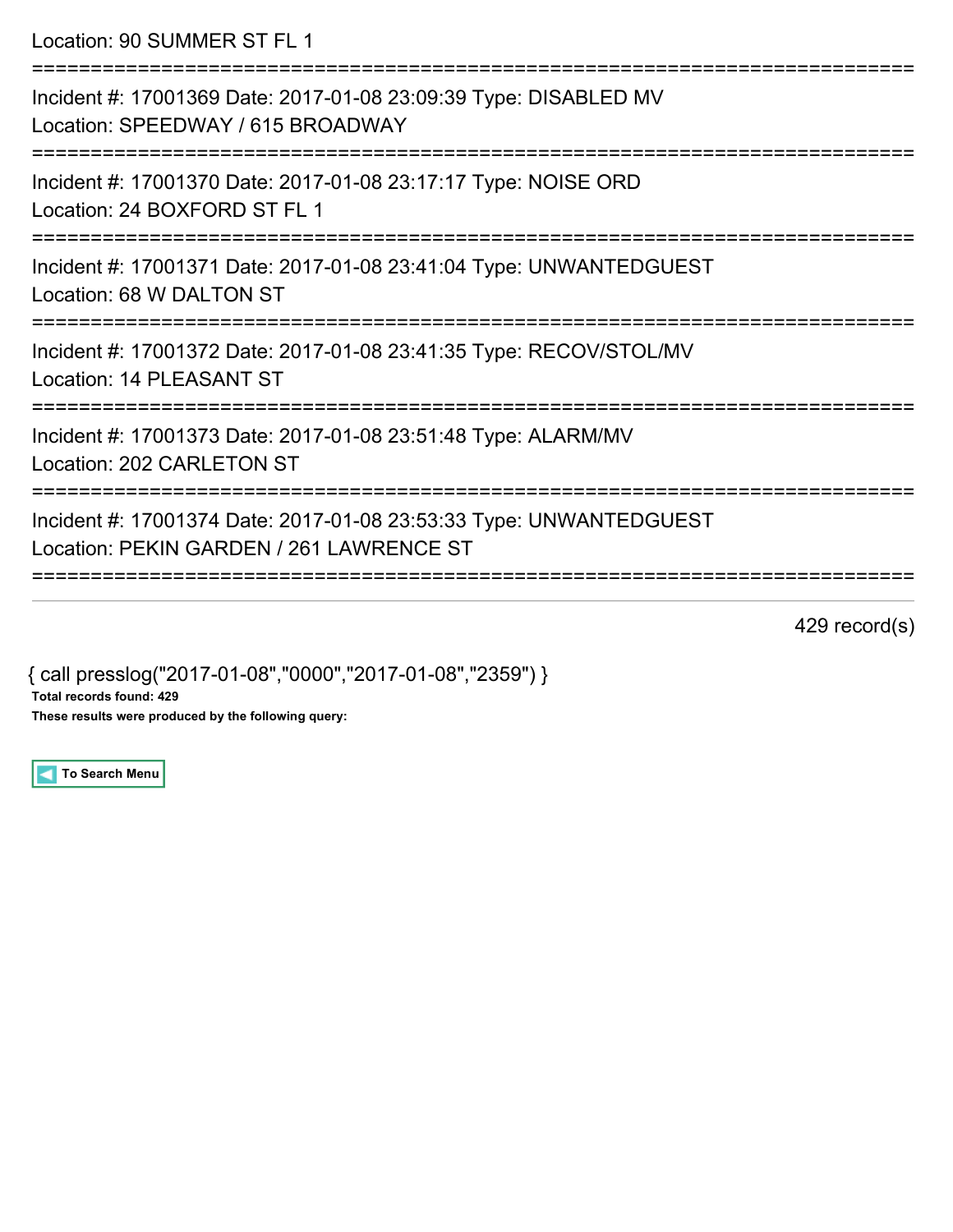Location: 90 SUMMER ST FL 1

===========================================================================

Incident #: 17001369 Date: 2017-01-08 23:09:39 Type: DISABLED MV
Location: SPEEDWAY / 615 BROADWAY

===========================================================================

Incident #: 17001370 Date: 2017-01-08 23:17:17 Type: NOISE ORD
Location: 24 BOXFORD ST FL 1

===========================================================================

Incident #: 17001371 Date: 2017-01-08 23:41:04 Type: UNWANTEDGUEST
Location: 68 W DALTON ST

===========================================================================

Incident #: 17001372 Date: 2017-01-08 23:41:35 Type: RECOV/STOL/MV
Location: 14 PLEASANT ST

===========================================================================

Incident #: 17001373 Date: 2017-01-08 23:51:48 Type: ALARM/MV
Location: 202 CARLETON ST

===========================================================================

Incident #: 17001374 Date: 2017-01-08 23:53:33 Type: UNWANTEDGUEST
Location: PEKIN GARDEN / 261 LAWRENCE ST

===========================================================================

429 record(s)

{ call presslog("2017-01-08","0000","2017-01-08","2359") }

**Total records found: 429**

**These results were produced by the following query:**

To Search Menu